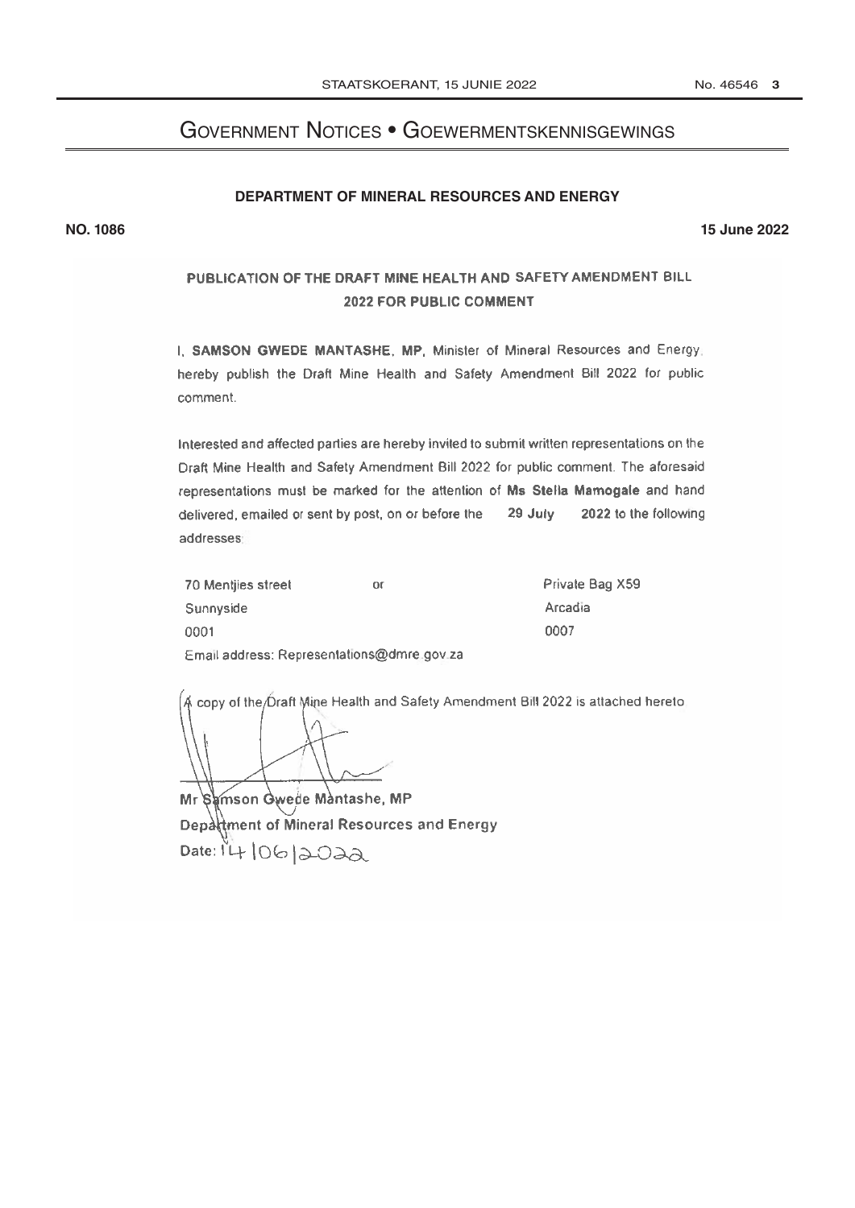# Government Notices • Goewermentskennisgewings

## DEPARTMENT OF MINERAL RESOURCES AND ENERGY

**NO. 1086** **15 June 2022**

### PUBLICATION OF THE DRAFT MINE HEALTH AND SAFETY AMENDMENT BILL 2022 FOR PUBLIC COMMENT

I, **SAMSON GWEDE MANTASHE, MP**, Minister of Mineral Resources and Energy, hereby publish the Draft Mine Health and Safety Amendment Bill 2022 for public comment.

Interested and affected parties are hereby invited to submit written representations on the Draft Mine Health and Safety Amendment Bill 2022 for public comment. The aforesaid representations must be marked for the attention of **Ms Stella Mamogale** and hand delivered, emailed or sent by post, on or before the **29 July** 2022 to the following addresses:

70 Mentjies street
Sunnyside
0001

or

Private Bag X59
Arcadia
0007

Email address: Representations@dmre.gov.za

A copy of the Draft Mine Health and Safety Amendment Bill 2022 is attached hereto

**Mr Samson Gwede Mantashe, MP**
**Department of Mineral Resources and Energy**
Date: 14/06/2022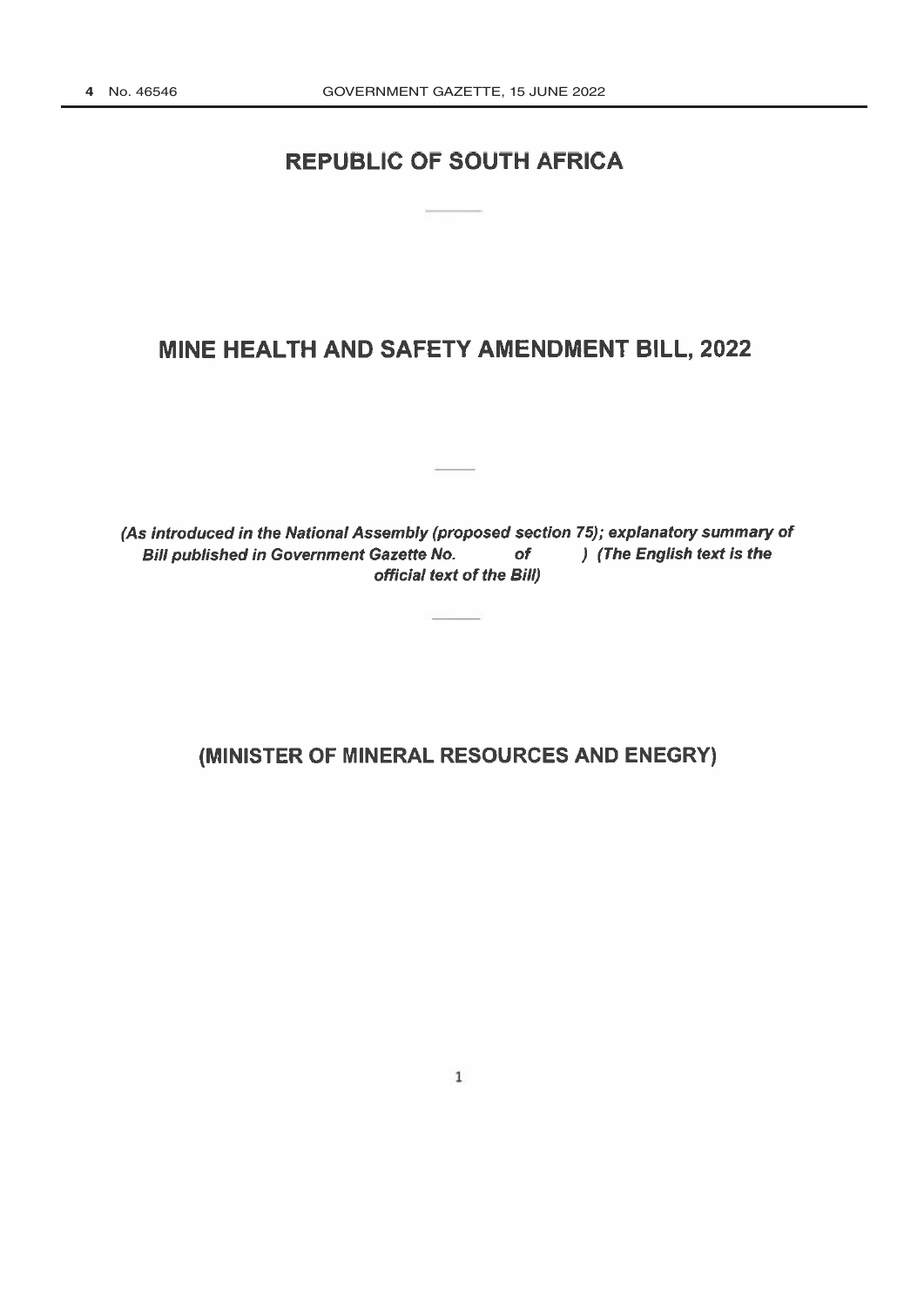# REPUBLIC OF SOUTH AFRICA

# MINE HEALTH AND SAFETY AMENDMENT BILL, 2022

*(As introduced in the National Assembly (proposed section 75); explanatory summary of Bill published in Government Gazette No. of ) (The English text is the official text of the Bill)*

## (MINISTER OF MINERAL RESOURCES AND ENEGRY)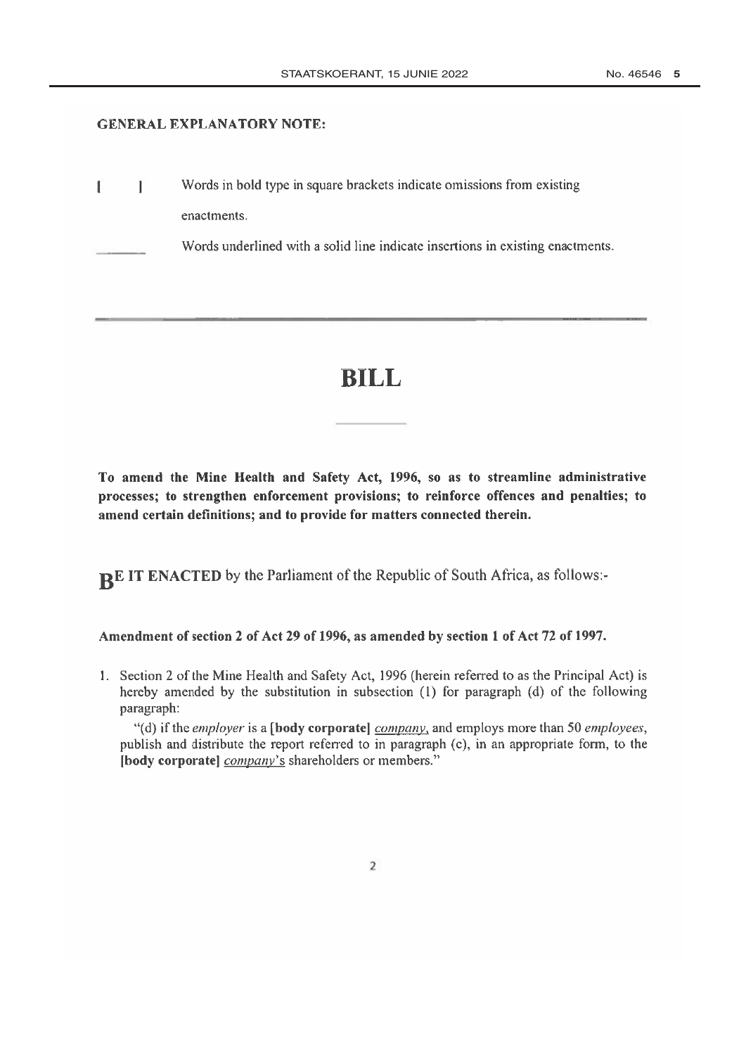**GENERAL EXPLANATORY NOTE:**

**[ ]** Words in bold type in square brackets indicate omissions from existing enactments.

\_\_\_\_\_\_\_\_ Words underlined with a solid line indicate insertions in existing enactments.

---

# BILL

**To amend the Mine Health and Safety Act, 1996, so as to streamline administrative processes; to strengthen enforcement provisions; to reinforce offences and penalties; to amend certain definitions; and to provide for matters connected therein.**

**BE IT ENACTED** by the Parliament of the Republic of South Africa, as follows:-

**Amendment of section 2 of Act 29 of 1996, as amended by section 1 of Act 72 of 1997.**

1. Section 2 of the Mine Health and Safety Act, 1996 (herein referred to as the Principal Act) is hereby amended by the substitution in subsection (1) for paragraph (d) of the following paragraph:

"(d) if the *employer* is a **[body corporate]** <u>*company*,</u> and employs more than 50 *employees*, publish and distribute the report referred to in paragraph (c), in an appropriate form, to the **[body corporate]** <u>*company*'s</u> shareholders or members."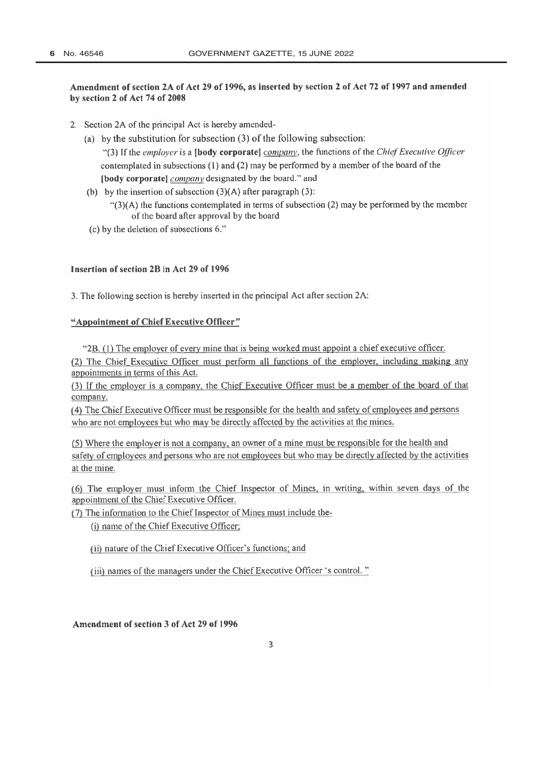**Amendment of section 2A of Act 29 of 1996, as inserted by section 2 of Act 72 of 1997 and amended by section 2 of Act 74 of 2008**

2. Section 2A of the principal Act is hereby amended-

   (a) by the substitution for subsection (3) of the following subsection:

   "(3) If the *employer* is a **[body corporate]** <u>*company*</u>, the functions of the *Chief Executive Officer* contemplated in subsections (1) and (2) may be performed by a member of the board of the **[body corporate]** <u>*company*</u> designated by the board." and

   (b) by the insertion of subsection (3)(A) after paragraph (3):

   "(3)(A) the functions contemplated in terms of subsection (2) may be performed by the member of the board after approval by the board

   (c) by the deletion of subsections 6."

**Insertion of section 2B in Act 29 of 1996**

3. The following section is hereby inserted in the principal Act after section 2A:

<u>**"Appointment of Chief Executive Officer"**</u>

"<u>2B. (1) The employer of every mine that is being worked must appoint a chief executive officer.</u>

<u>(2) The Chief Executive Officer must perform all functions of the employer, including making any appointments in terms of this Act.</u>

<u>(3) If the employer is a company, the Chief Executive Officer must be a member of the board of that company.</u>

<u>(4) The Chief Executive Officer must be responsible for the health and safety of employees and persons who are not employees but who may be directly affected by the activities at the mines.</u>

<u>(5) Where the employer is not a company, an owner of a mine must be responsible for the health and safety of employees and persons who are not employees but who may be directly affected by the activities at the mine.</u>

<u>(6) The employer must inform the Chief Inspector of Mines, in writing, within seven days of the appointment of the Chief Executive Officer.</u>

<u>(7) The information to the Chief Inspector of Mines must include the-</u>

<u>(i) name of the Chief Executive Officer;</u>

<u>(ii) nature of the Chief Executive Officer's functions; and</u>

<u>(iii) names of the managers under the Chief Executive Officer 's control.</u> "

**Amendment of section 3 of Act 29 of 1996**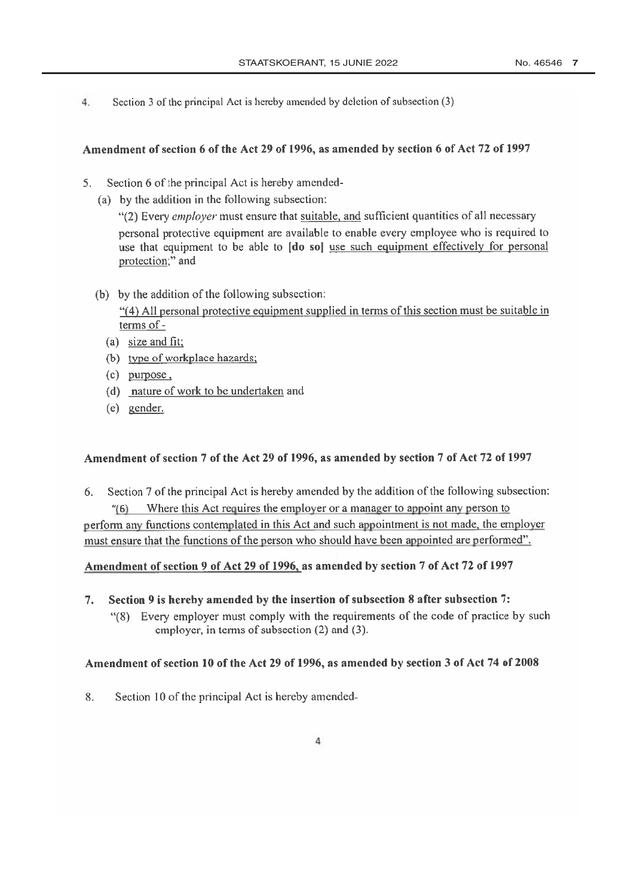4. Section 3 of the principal Act is hereby amended by deletion of subsection (3)

**Amendment of section 6 of the Act 29 of 1996, as amended by section 6 of Act 72 of 1997**

5. Section 6 of the principal Act is hereby amended-
   (a) by the addition in the following subsection:
   "(2) Every *employer* must ensure that suitable, and sufficient quantities of all necessary personal protective equipment are available to enable every employee who is required to use that equipment to be able to **[do so]** use such equipment effectively for personal protection;" and

   (b) by the addition of the following subsection:
   "(4) All personal protective equipment supplied in terms of this section must be suitable in terms of -
   (a) size and fit;
   (b) type of workplace hazards;
   (c) purpose ,
   (d) nature of work to be undertaken and
   (e) gender.

**Amendment of section 7 of the Act 29 of 1996, as amended by section 7 of Act 72 of 1997**

6. Section 7 of the principal Act is hereby amended by the addition of the following subsection:
"(6) Where this Act requires the employer or a manager to appoint any person to perform any functions contemplated in this Act and such appointment is not made, the employer must ensure that the functions of the person who should have been appointed are performed".

**Amendment of section 9 of Act 29 of 1996, as amended by section 7 of Act 72 of 1997**

7. **Section 9 is hereby amended by the insertion of subsection 8 after subsection 7:**
"(8) Every employer must comply with the requirements of the code of practice by such employer, in terms of subsection (2) and (3).

**Amendment of section 10 of the Act 29 of 1996, as amended by section 3 of Act 74 of 2008**

8. Section 10 of the principal Act is hereby amended-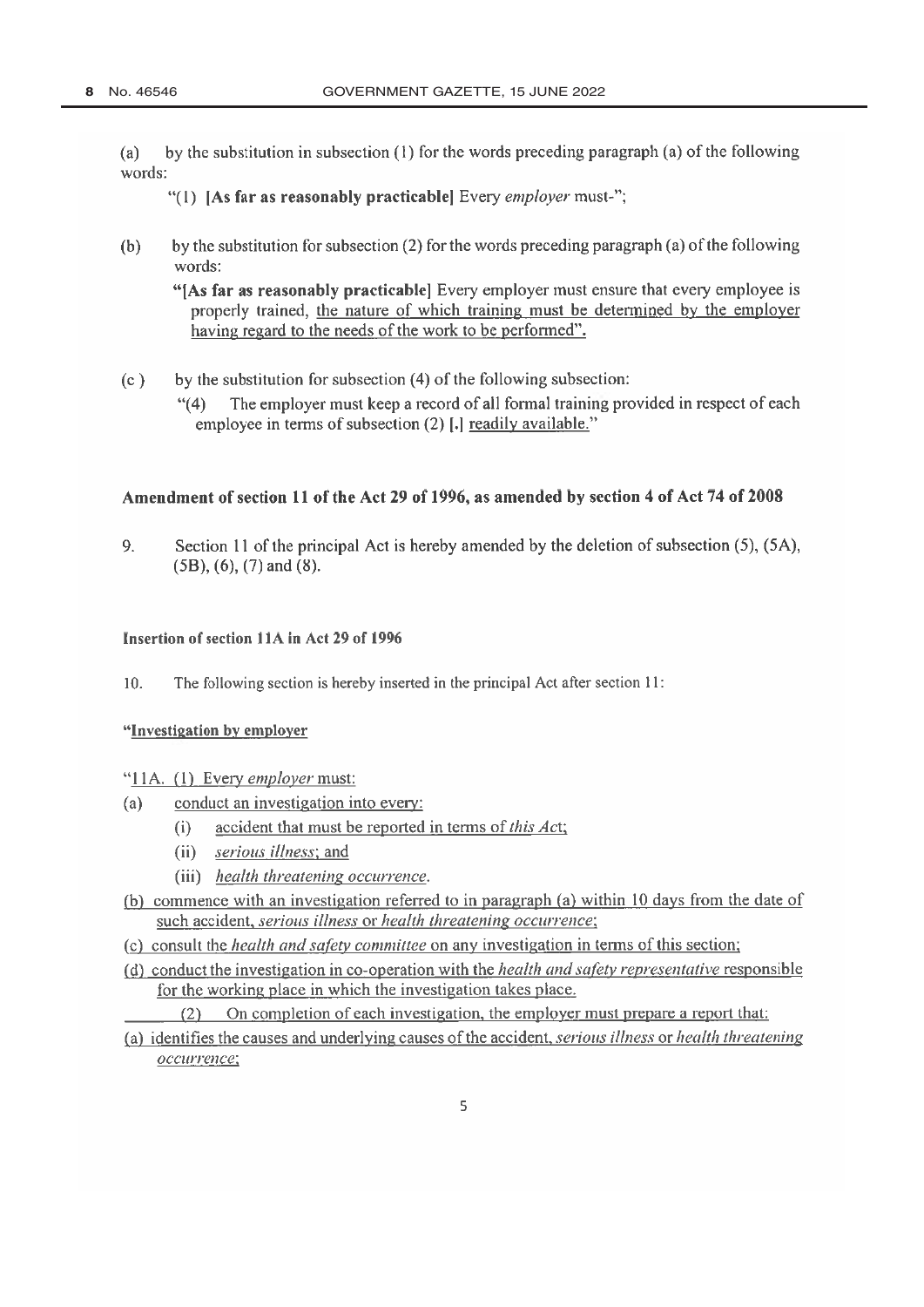(a) by the substitution in subsection (1) for the words preceding paragraph (a) of the following words:

"(1) **[As far as reasonably practicable]** Every *employer* must-";

(b) by the substitution for subsection (2) for the words preceding paragraph (a) of the following words:

"**[As far as reasonably practicable]** Every employer must ensure that every employee is properly trained, <u>the nature of which training must be determined by the employer having regard to the needs of the work to be performed</u>".

(c ) by the substitution for subsection (4) of the following subsection:

"(4) The employer must keep a record of all formal training provided in respect of each employee in terms of subsection (2) **[.]** <u>readily available.</u>"

## Amendment of section 11 of the Act 29 of 1996, as amended by section 4 of Act 74 of 2008

9. Section 11 of the principal Act is hereby amended by the deletion of subsection (5), (5A), (5B), (6), (7) and (8).

### Insertion of section 11A in Act 29 of 1996

10. The following section is hereby inserted in the principal Act after section 11:

**"<u>Investigation by employer</u>**

<u>"11A. (1) Every *employer* must:</u>

(a) <u>conduct an investigation into every:</u>
   (i) <u>accident that must be reported in terms of *this Act*;</u>
   (ii) <u>*serious illness*; and</u>
   (iii) <u>*health threatening occurrence*.</u>

<u>(b) commence with an investigation referred to in paragraph (a) within 10 days from the date of such accident, *serious illness* or *health threatening occurrence*;</u>

<u>(c) consult the *health and safety committee* on any investigation in terms of this section;</u>

<u>(d) conduct the investigation in co-operation with the *health and safety representative* responsible for the working place in which the investigation takes place.</u>

<u>(2) On completion of each investigation, the employer must prepare a report that:</u>

<u>(a) identifies the causes and underlying causes of the accident, *serious illness* or *health threatening occurrence*;</u>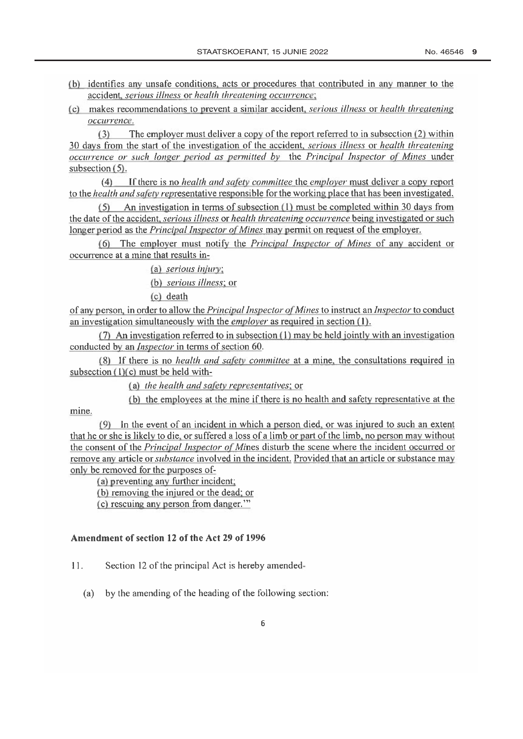(b) identifies any unsafe conditions, acts or procedures that contributed in any manner to the accident, *serious illness* or *health threatening occurrence*;

(c) makes recommendations to prevent a similar accident, *serious illness* or *health threatening occurrence*.

(3) The employer must deliver a copy of the report referred to in subsection (2) within 30 days from the start of the investigation of the accident, *serious illness* or *health threatening occurrence or such longer period as permitted by* the *Principal Inspector of Mines* under subsection (5).

(4) If there is no *health and safety committee* the *employer* must deliver a copy report to the *health and safety rep*resentative responsible for the working place that has been investigated.

(5) An investigation in terms of subsection (1) must be completed within 30 days from the date of the accident, *serious illness* or *health threatening occurrence* being investigated or such longer period as the *Principal Inspector of Mines* may permit on request of the employer.

(6) The employer must notify the *Principal Inspector of Mines* of any accident or occurrence at a mine that results in-

(a) *serious injury*;

(b) *serious illness*; or

(c) death

of any person, in order to allow the *Principal Inspector of Mines* to instruct an *Inspector* to conduct an investigation simultaneously with the *employer* as required in section (1).

(7) An investigation referred to in subsection (1) may be held jointly with an investigation conducted by an *Inspector* in terms of section 60.

(8) If there is no *health and safety committee* at a mine, the consultations required in subsection (1)(c) must be held with-

(a) *the health and safety representatives*; or

(b) the employees at the mine if there is no health and safety representative at the mine.

(9) In the event of an incident in which a person died, or was injured to such an extent that he or she is likely to die, or suffered a loss of a limb or part of the limb, no person may without the consent of the *Principal Inspector of Mi*nes disturb the scene where the incident occurred or remove any article or *substance* involved in the incident. Provided that an article or substance may only be removed for the purposes of-

(a) preventing any further incident;

(b) removing the injured or the dead; or

(c) rescuing any person from danger.'"

**Amendment of section 12 of the Act 29 of 1996**

11. Section 12 of the principal Act is hereby amended-

(a) by the amending of the heading of the following section: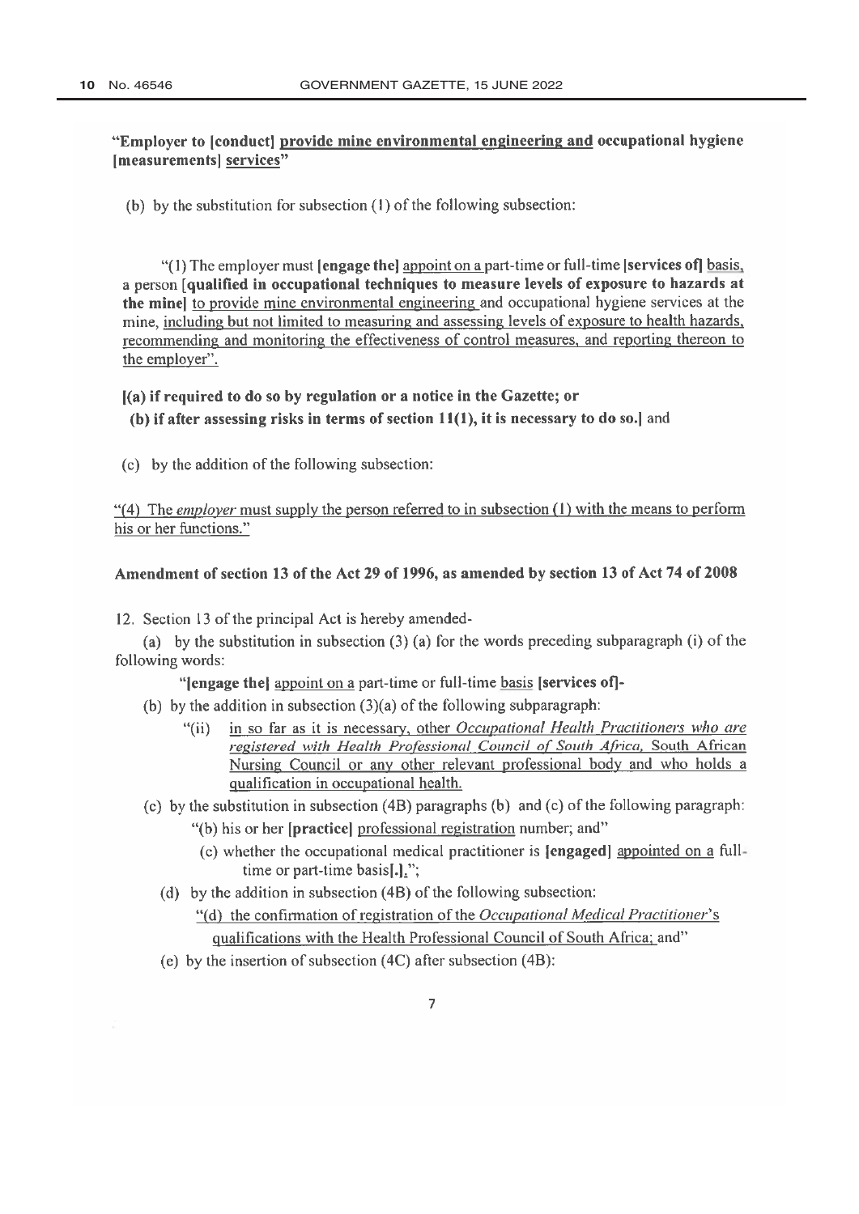**"Employer to [conduct] provide mine environmental engineering and occupational hygiene [measurements] services"**

(b) by the substitution for subsection (1) of the following subsection:

"(1) The employer must **[engage the]** appoint on a part-time or full-time **[services of]** basis, a person **[qualified in occupational techniques to measure levels of exposure to hazards at the mine]** to provide mine environmental engineering and occupational hygiene services at the mine, including but not limited to measuring and assessing levels of exposure to health hazards, recommending and monitoring the effectiveness of control measures, and reporting thereon to the employer".

**[(a) if required to do so by regulation or a notice in the Gazette; or**
**(b) if after assessing risks in terms of section 11(1), it is necessary to do so.]** and

(c) by the addition of the following subsection:

"(4) The *employer* must supply the person referred to in subsection (1) with the means to perform his or her functions."

**Amendment of section 13 of the Act 29 of 1996, as amended by section 13 of Act 74 of 2008**

12. Section 13 of the principal Act is hereby amended-

(a) by the substitution in subsection (3) (a) for the words preceding subparagraph (i) of the following words:

"**[engage the]** appoint on a part-time or full-time basis **[services of]**-

(b) by the addition in subsection (3)(a) of the following subparagraph:

"(ii) in so far as it is necessary, other *Occupational Health Practitioners who are registered with Health Professional Council of South Africa,* South African Nursing Council or any other relevant professional body and who holds a qualification in occupational health.

(c) by the substitution in subsection (4B) paragraphs (b) and (c) of the following paragraph:

"(b) his or her **[practice]** professional registration number; and"

(c) whether the occupational medical practitioner is **[engaged]** appointed on a full-time or part-time basis**[.]**;";

(d) by the addition in subsection (4B) of the following subsection:

"(d) the confirmation of registration of the *Occupational Medical Practitioner*'s qualifications with the Health Professional Council of South Africa; and"

(e) by the insertion of subsection (4C) after subsection (4B):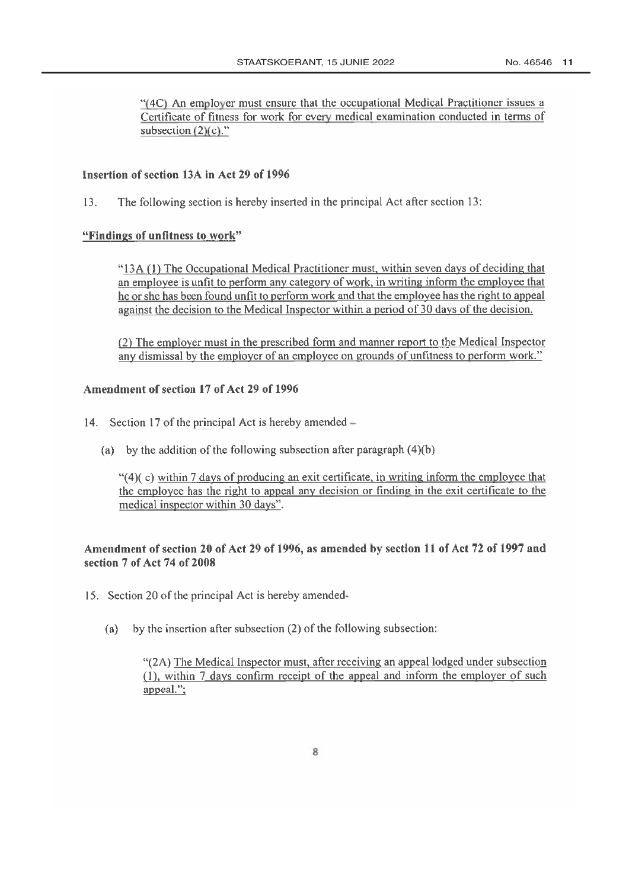"(4C) An employer must ensure that the occupational Medical Practitioner issues a Certificate of fitness for work for every medical examination conducted in terms of subsection (2)(c)."

**Insertion of section 13A in Act 29 of 1996**

13. The following section is hereby inserted in the principal Act after section 13:

**"Findings of unfitness to work"**

"13A (1) The Occupational Medical Practitioner must, within seven days of deciding that an employee is unfit to perform any category of work, in writing inform the employee that he or she has been found unfit to perform work and that the employee has the right to appeal against the decision to the Medical Inspector within a period of 30 days of the decision.

(2) The employer must in the prescribed form and manner report to the Medical Inspector any dismissal by the employer of an employee on grounds of unfitness to perform work."

**Amendment of section 17 of Act 29 of 1996**

14. Section 17 of the principal Act is hereby amended –

(a) by the addition of the following subsection after paragraph (4)(b)

"(4)( c) within 7 days of producing an exit certificate, in writing inform the employee that the employee has the right to appeal any decision or finding in the exit certificate to the medical inspector within 30 days".

**Amendment of section 20 of Act 29 of 1996, as amended by section 11 of Act 72 of 1997 and section 7 of Act 74 of 2008**

15. Section 20 of the principal Act is hereby amended-

(a) by the insertion after subsection (2) of the following subsection:

"(2A) The Medical Inspector must, after receiving an appeal lodged under subsection (1), within 7 days confirm receipt of the appeal and inform the employer of such appeal.";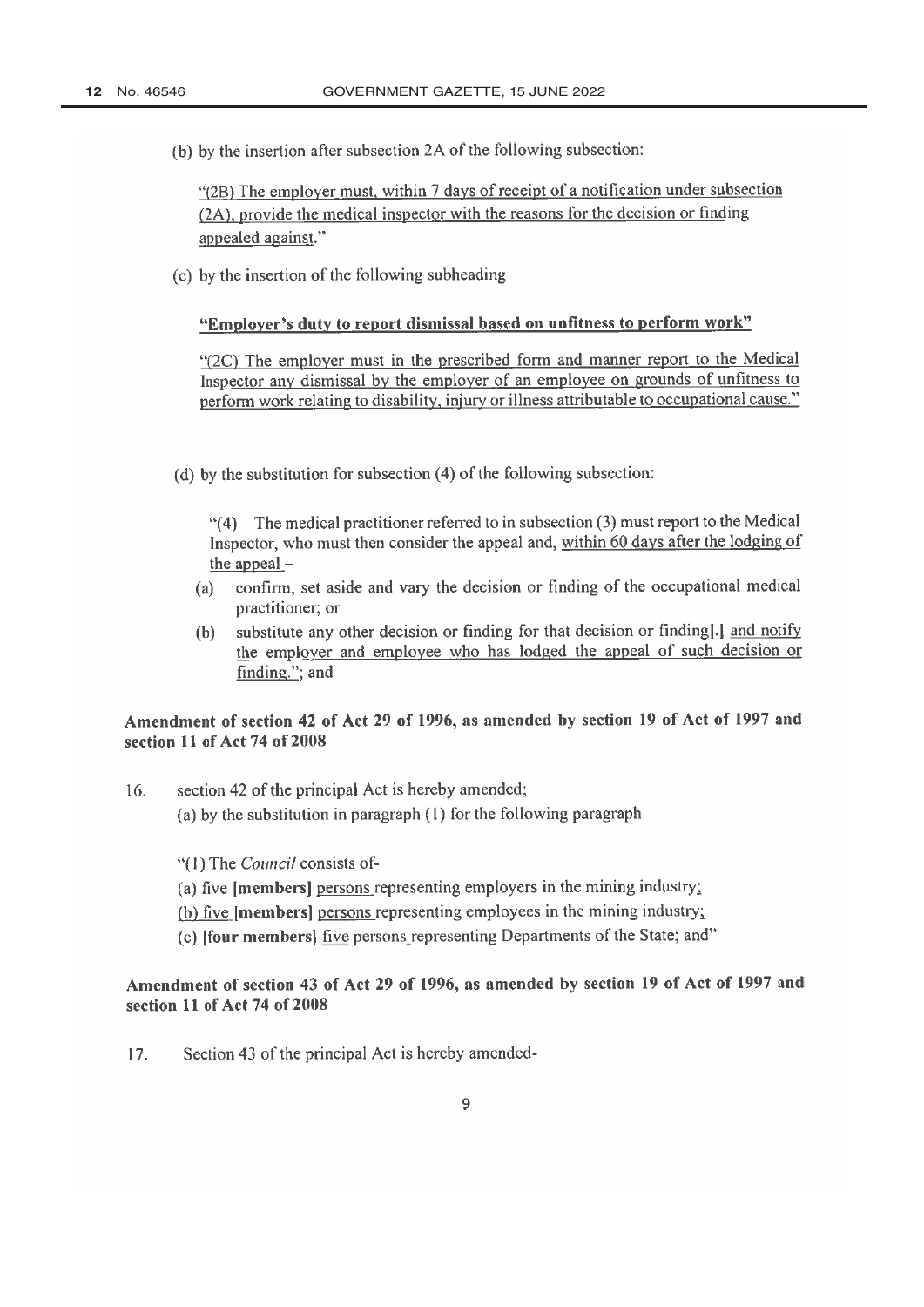(b) by the insertion after subsection 2A of the following subsection:

"(2B) The employer must, within 7 days of receipt of a notification under subsection (2A), provide the medical inspector with the reasons for the decision or finding appealed against."

(c) by the insertion of the following subheading

**"Employer's duty to report dismissal based on unfitness to perform work"**

"(2C) The employer must in the prescribed form and manner report to the Medical Inspector any dismissal by the employer of an employee on grounds of unfitness to perform work relating to disability, injury or illness attributable to occupational cause."

(d) by the substitution for subsection (4) of the following subsection:

"(4) The medical practitioner referred to in subsection (3) must report to the Medical Inspector, who must then consider the appeal and, within 60 days after the lodging of the appeal –

(a) confirm, set aside and vary the decision or finding of the occupational medical practitioner; or

(b) substitute any other decision or finding for that decision or finding[.] and notify the employer and employee who has lodged the appeal of such decision or finding."; and

**Amendment of section 42 of Act 29 of 1996, as amended by section 19 of Act of 1997 and section 11 of Act 74 of 2008**

16. section 42 of the principal Act is hereby amended;

(a) by the substitution in paragraph (1) for the following paragraph

"(1) The *Council* consists of-

(a) five **[members]** persons representing employers in the mining industry;

(b) five **[members]** persons representing employees in the mining industry;

(c) **[four members]** five persons representing Departments of the State; and"

**Amendment of section 43 of Act 29 of 1996, as amended by section 19 of Act of 1997 and section 11 of Act 74 of 2008**

17. Section 43 of the principal Act is hereby amended-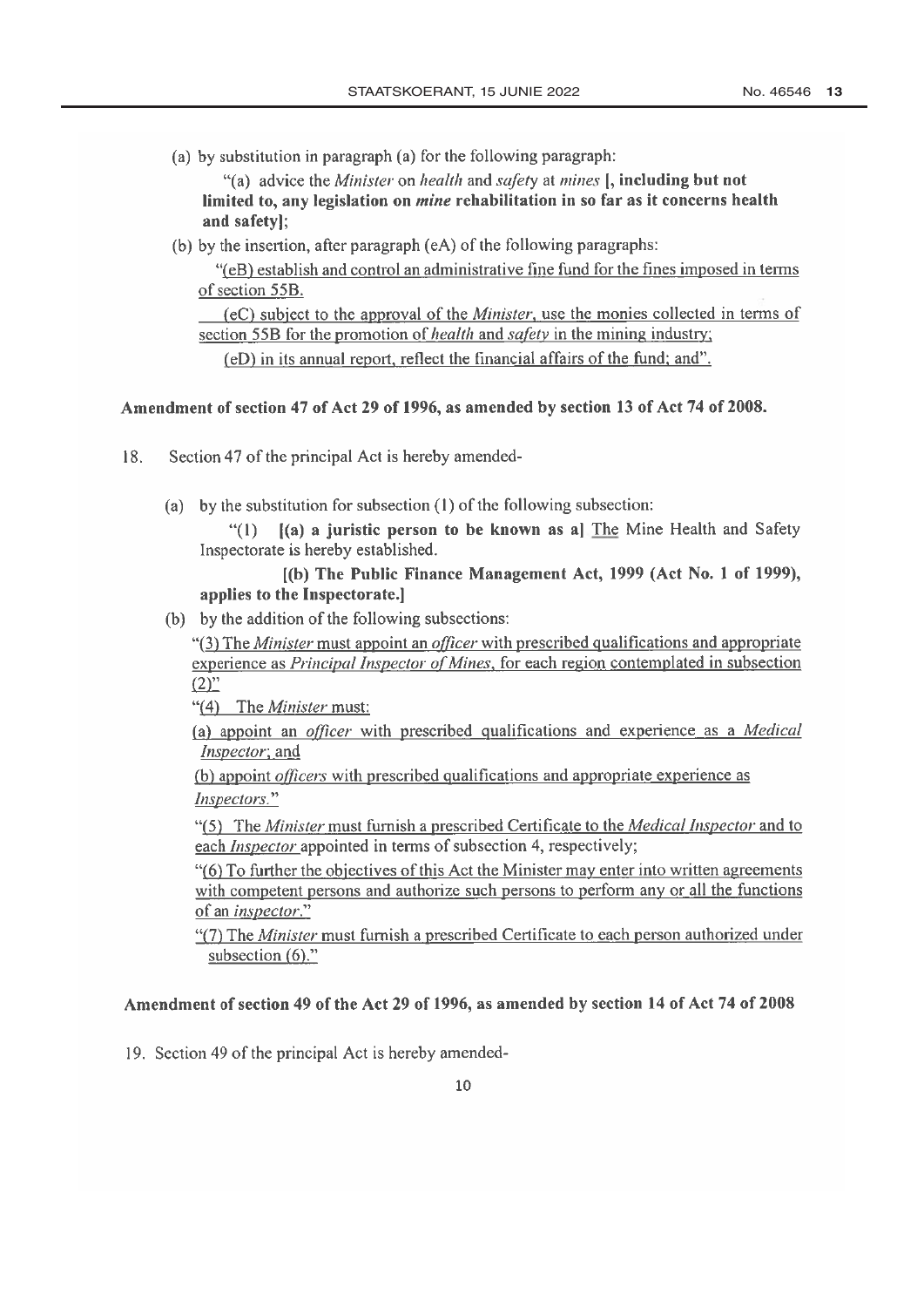(a) by substitution in paragraph (a) for the following paragraph:

"(a) advice the *Minister* on *health* and *safety* at *mines* **[, including but not limited to, any legislation on *mine* rehabilitation in so far as it concerns health and safety]**;

(b) by the insertion, after paragraph (eA) of the following paragraphs:

"<u>(eB) establish and control an administrative fine fund for the fines imposed in terms of section 55B.</u>

<u>(eC) subject to the approval of the *Minister*, use the monies collected in terms of section 55B for the promotion of *health* and *safety* in the mining industry;</u>

<u>(eD) in its annual report, reflect the financial affairs of the fund; and</u>".

**Amendment of section 47 of Act 29 of 1996, as amended by section 13 of Act 74 of 2008.**

18. Section 47 of the principal Act is hereby amended-

(a) by the substitution for subsection (1) of the following subsection:

"(1) **[(a) a juristic person to be known as a]** <u>The</u> Mine Health and Safety Inspectorate is hereby established.

**[(b) The Public Finance Management Act, 1999 (Act No. 1 of 1999), applies to the Inspectorate.]**

(b) by the addition of the following subsections:

"<u>(3) The *Minister* must appoint an *officer* with prescribed qualifications and appropriate experience as *Principal Inspector of Mines*, for each region contemplated in subsection (2)</u>"

"<u>(4) The *Minister* must:</u>

<u>(a) appoint an *officer* with prescribed qualifications and experience as a *Medical Inspector*; and</u>

<u>(b) appoint *officers* with prescribed qualifications and appropriate experience as *Inspectors*.</u>"

"<u>(5) The *Minister* must furnish a prescribed Certificate to the *Medical Inspector* and to each *Inspector* appointed in terms of subsection 4, respectively;</u>

"<u>(6) To further the objectives of this Act the Minister may enter into written agreements with competent persons and authorize such persons to perform any or all the functions of an *inspector*.</u>"

"<u>(7) The *Minister* must furnish a prescribed Certificate to each person authorized under subsection (6).</u>"

**Amendment of section 49 of the Act 29 of 1996, as amended by section 14 of Act 74 of 2008**

19. Section 49 of the principal Act is hereby amended-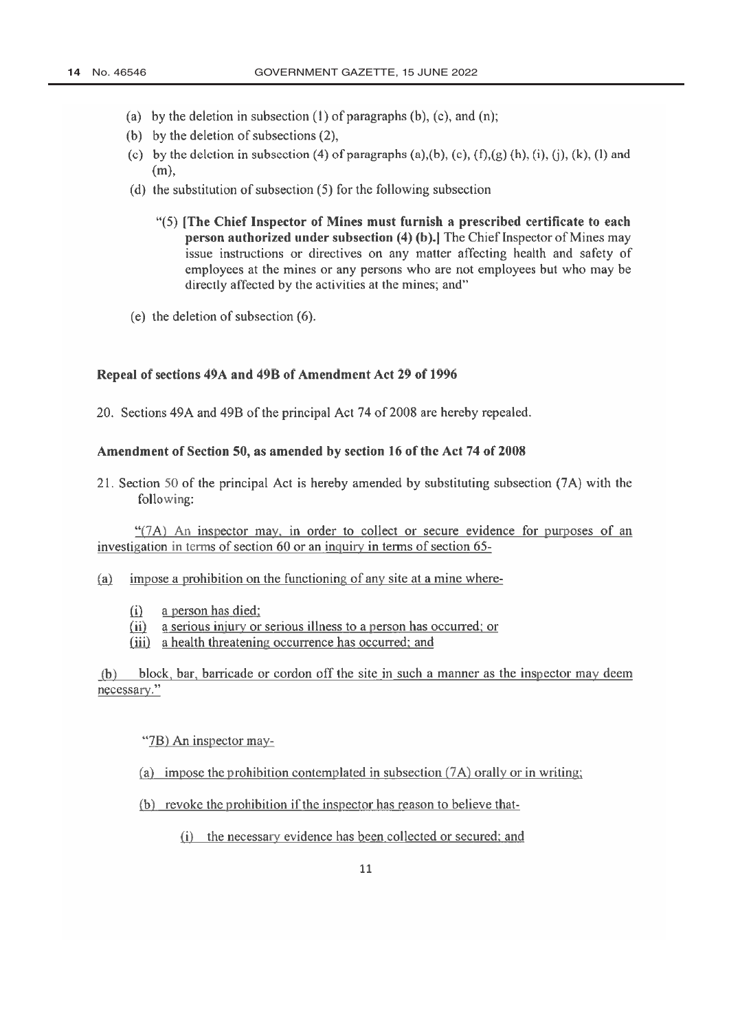(a) by the deletion in subsection (1) of paragraphs (b), (c), and (n);

(b) by the deletion of subsections (2),

(c) by the deletion in subsection (4) of paragraphs (a),(b), (c), (f),(g) (h), (i), (j), (k), (l) and (m),

(d) the substitution of subsection (5) for the following subsection

> "(5) **[The Chief Inspector of Mines must furnish a prescribed certificate to each person authorized under subsection (4) (b).]** The Chief Inspector of Mines may issue instructions or directives on any matter affecting health and safety of employees at the mines or any persons who are not employees but who may be directly affected by the activities at the mines; and"

(e) the deletion of subsection (6).

### Repeal of sections 49A and 49B of Amendment Act 29 of 1996

20. Sections 49A and 49B of the principal Act 74 of 2008 are hereby repealed.

### Amendment of Section 50, as amended by section 16 of the Act 74 of 2008

21. Section 50 of the principal Act is hereby amended by substituting subsection (7A) with the following:

> <u>"(7A) An inspector may, in order to collect or secure evidence for purposes of an investigation in terms of section 60 or an inquiry in terms of section 65-</u>
>
> <u>(a) impose a prohibition on the functioning of any site at a mine where-</u>
>
> <u>(i) a person has died;</u>
>
> <u>(ii) a serious injury or serious illness to a person has occurred; or</u>
>
> <u>(iii) a health threatening occurrence has occurred; and</u>
>
> <u>(b) block, bar, barricade or cordon off the site in such a manner as the inspector may deem necessary."</u>
>
> <u>"7B) An inspector may-</u>
>
> <u>(a) impose the prohibition contemplated in subsection (7A) orally or in writing;</u>
>
> <u>(b) revoke the prohibition if the inspector has reason to believe that-</u>
>
> <u>(i) the necessary evidence has been collected or secured; and</u>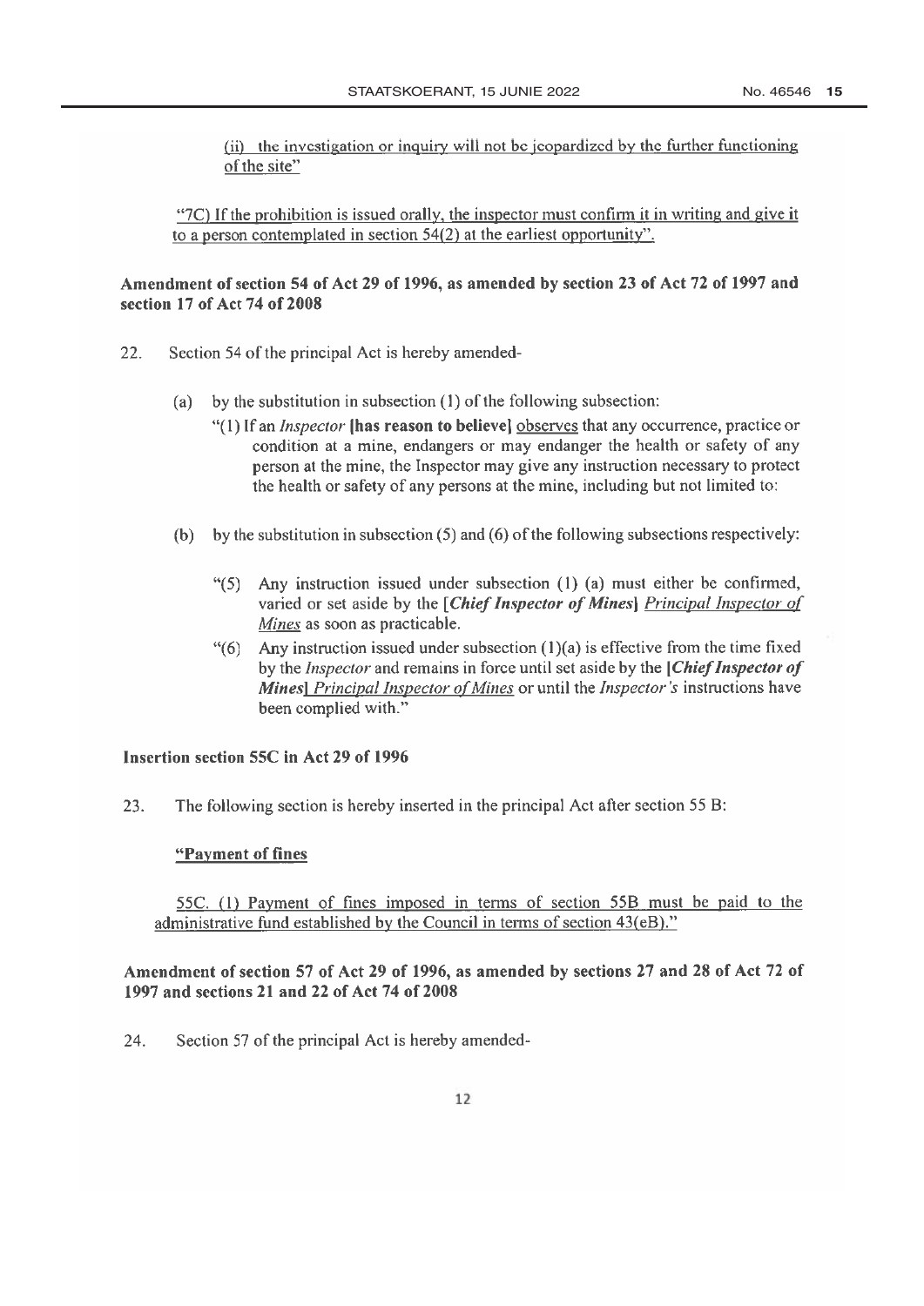(ii) the investigation or inquiry will not be jeopardized by the further functioning of the site"

"7C) If the prohibition is issued orally, the inspector must confirm it in writing and give it to a person contemplated in section 54(2) at the earliest opportunity".

**Amendment of section 54 of Act 29 of 1996, as amended by section 23 of Act 72 of 1997 and section 17 of Act 74 of 2008**

22. Section 54 of the principal Act is hereby amended-

(a) by the substitution in subsection (1) of the following subsection:

"(1) If an *Inspector* **[has reason to believe]** observes that any occurrence, practice or condition at a mine, endangers or may endanger the health or safety of any person at the mine, the Inspector may give any instruction necessary to protect the health or safety of any persons at the mine, including but not limited to:

(b) by the substitution in subsection (5) and (6) of the following subsections respectively:

"(5) Any instruction issued under subsection (1) (a) must either be confirmed, varied or set aside by the **[*Chief Inspector of Mines*]** *Principal Inspector of Mines* as soon as practicable.

"(6) Any instruction issued under subsection (1)(a) is effective from the time fixed by the *Inspector* and remains in force until set aside by the **[*Chief Inspector of Mines*]** *Principal Inspector of Mines* or until the *Inspector's* instructions have been complied with."

**Insertion section 55C in Act 29 of 1996**

23. The following section is hereby inserted in the principal Act after section 55 B:

**"Payment of fines**

55C. (1) Payment of fines imposed in terms of section 55B must be paid to the administrative fund established by the Council in terms of section 43(eB)."

**Amendment of section 57 of Act 29 of 1996, as amended by sections 27 and 28 of Act 72 of 1997 and sections 21 and 22 of Act 74 of 2008**

24. Section 57 of the principal Act is hereby amended-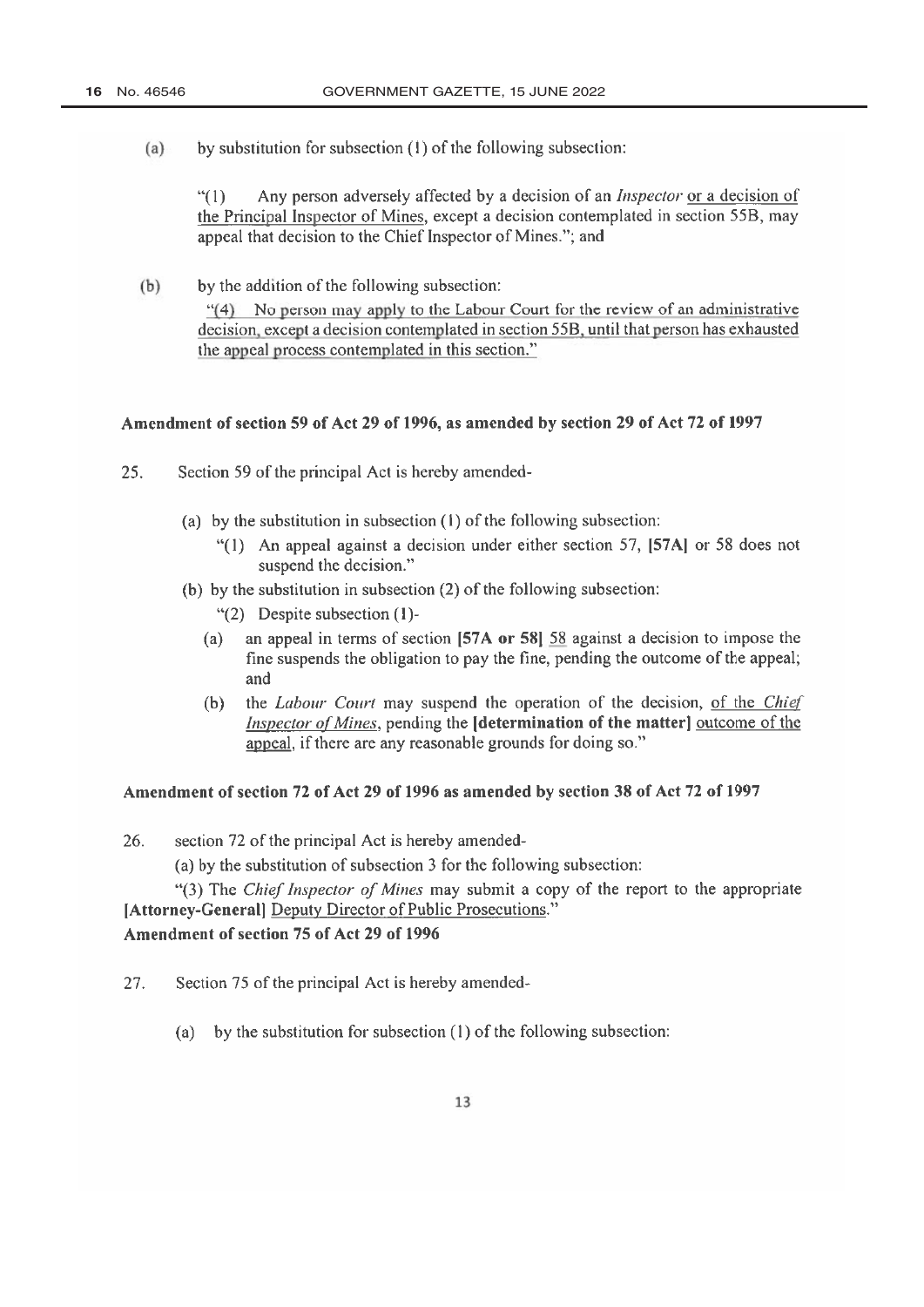(a) by substitution for subsection (1) of the following subsection:

> "(1) Any person adversely affected by a decision of an *Inspector* or a decision of the Principal Inspector of Mines, except a decision contemplated in section 55B, may appeal that decision to the Chief Inspector of Mines."; and

(b) by the addition of the following subsection:

> "(4) No person may apply to the Labour Court for the review of an administrative decision, except a decision contemplated in section 55B, until that person has exhausted the appeal process contemplated in this section."

**Amendment of section 59 of Act 29 of 1996, as amended by section 29 of Act 72 of 1997**

25. Section 59 of the principal Act is hereby amended-

(a) by the substitution in subsection (1) of the following subsection:

> "(1) An appeal against a decision under either section 57, **[57A]** or 58 does not suspend the decision."

(b) by the substitution in subsection (2) of the following subsection:

> "(2) Despite subsection (1)-
>
> (a) an appeal in terms of section **[57A or 58]** 58 against a decision to impose the fine suspends the obligation to pay the fine, pending the outcome of the appeal; and
>
> (b) the *Labour Court* may suspend the operation of the decision, of the *Chief Inspector of Mines*, pending the **[determination of the matter]** outcome of the appeal, if there are any reasonable grounds for doing so."

**Amendment of section 72 of Act 29 of 1996 as amended by section 38 of Act 72 of 1997**

26. section 72 of the principal Act is hereby amended-

(a) by the substitution of subsection 3 for the following subsection:

> "(3) The *Chief Inspector of Mines* may submit a copy of the report to the appropriate **[Attorney-General]** Deputy Director of Public Prosecutions."

**Amendment of section 75 of Act 29 of 1996**

27. Section 75 of the principal Act is hereby amended-

(a) by the substitution for subsection (1) of the following subsection: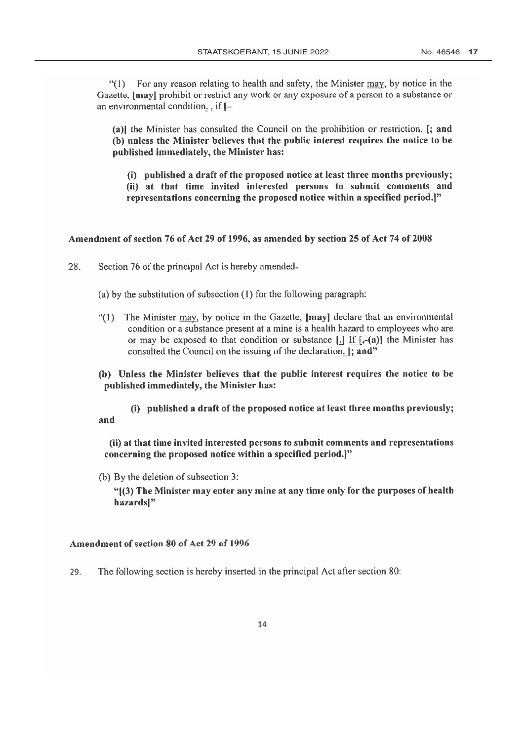"(1) For any reason relating to health and safety, the Minister may, by notice in the Gazette, **[may]** prohibit or restrict any work or any exposure of a person to a substance or an environmental condition. , if **[**–

**(a)]** the Minister has consulted the Council on the prohibition or restriction. **[; and**
**(b) unless the Minister believes that the public interest requires the notice to be published immediately, the Minister has:**

**(i) published a draft of the proposed notice at least three months previously;**
**(ii) at that time invited interested persons to submit comments and representations concerning the proposed notice within a specified period.]**"

**Amendment of section 76 of Act 29 of 1996, as amended by section 25 of Act 74 of 2008**

28. Section 76 of the principal Act is hereby amended-

(a) by the substitution of subsection (1) for the following paragraph:

"(1) The Minister may, by notice in the Gazette, **[may]** declare that an environmental condition or a substance present at a mine is a health hazard to employees who are or may be exposed to that condition or substance **[.]** If **[,-(a)]** the Minister has consulted the Council on the issuing of the declaration. **[; and"**

**(b) Unless the Minister believes that the public interest requires the notice to be published immediately, the Minister has:**

**(i) published a draft of the proposed notice at least three months previously; and**

**(ii) at that time invited interested persons to submit comments and representations concerning the proposed notice within a specified period.]"**

(b) By the deletion of subsection 3:

**"[(3) The Minister may enter any mine at any time only for the purposes of health hazards]"**

**Amendment of section 80 of Act 29 of 1996**

29. The following section is hereby inserted in the principal Act after section 80: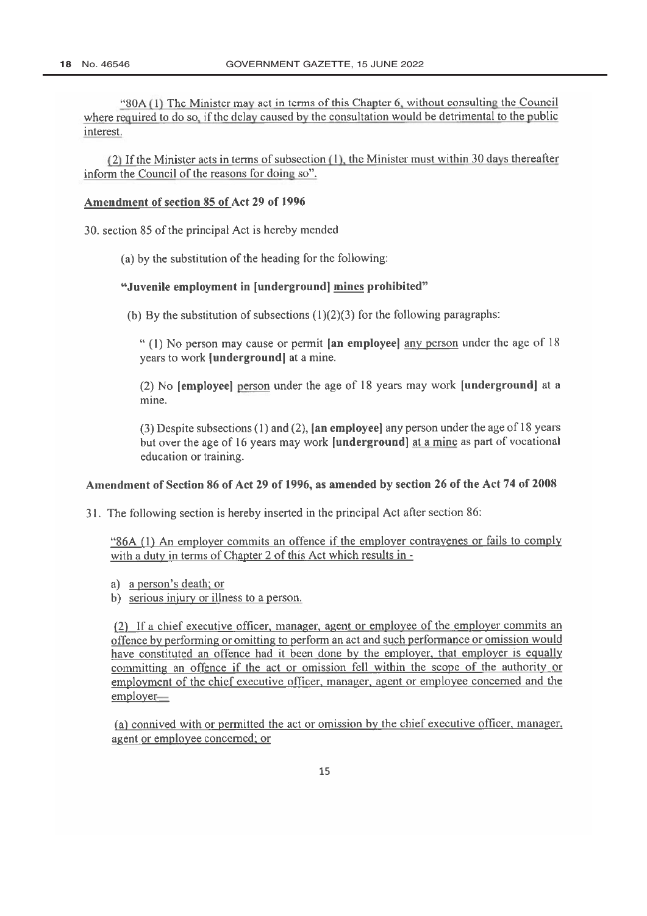"80A (1) The Minister may act in terms of this Chapter 6, without consulting the Council where required to do so, if the delay caused by the consultation would be detrimental to the public interest.

(2) If the Minister acts in terms of subsection (1), the Minister must within 30 days thereafter inform the Council of the reasons for doing so".

**Amendment of section 85 of Act 29 of 1996**

30. section 85 of the principal Act is hereby mended

(a) by the substitution of the heading for the following:

**"Juvenile employment in [underground] mines prohibited"**

(b) By the substitution of subsections (1)(2)(3) for the following paragraphs:

" (1) No person may cause or permit **[an employee]** any person under the age of 18 years to work **[underground]** at a mine.

(2) No **[employee]** person under the age of 18 years may work **[underground]** at a mine.

(3) Despite subsections (1) and (2), **[an employee]** any person under the age of 18 years but over the age of 16 years may work **[underground]** at a mine as part of vocational education or training.

**Amendment of Section 86 of Act 29 of 1996, as amended by section 26 of the Act 74 of 2008**

31. The following section is hereby inserted in the principal Act after section 86:

"86A (1) An employer commits an offence if the employer contravenes or fails to comply with a duty in terms of Chapter 2 of this Act which results in -

a) a person's death; or
b) serious injury or illness to a person.

(2) If a chief executive officer, manager, agent or employee of the employer commits an offence by performing or omitting to perform an act and such performance or omission would have constituted an offence had it been done by the employer, that employer is equally committing an offence if the act or omission fell within the scope of the authority or employment of the chief executive officer, manager, agent or employee concerned and the employer—

(a) connived with or permitted the act or omission by the chief executive officer, manager, agent or employee concerned; or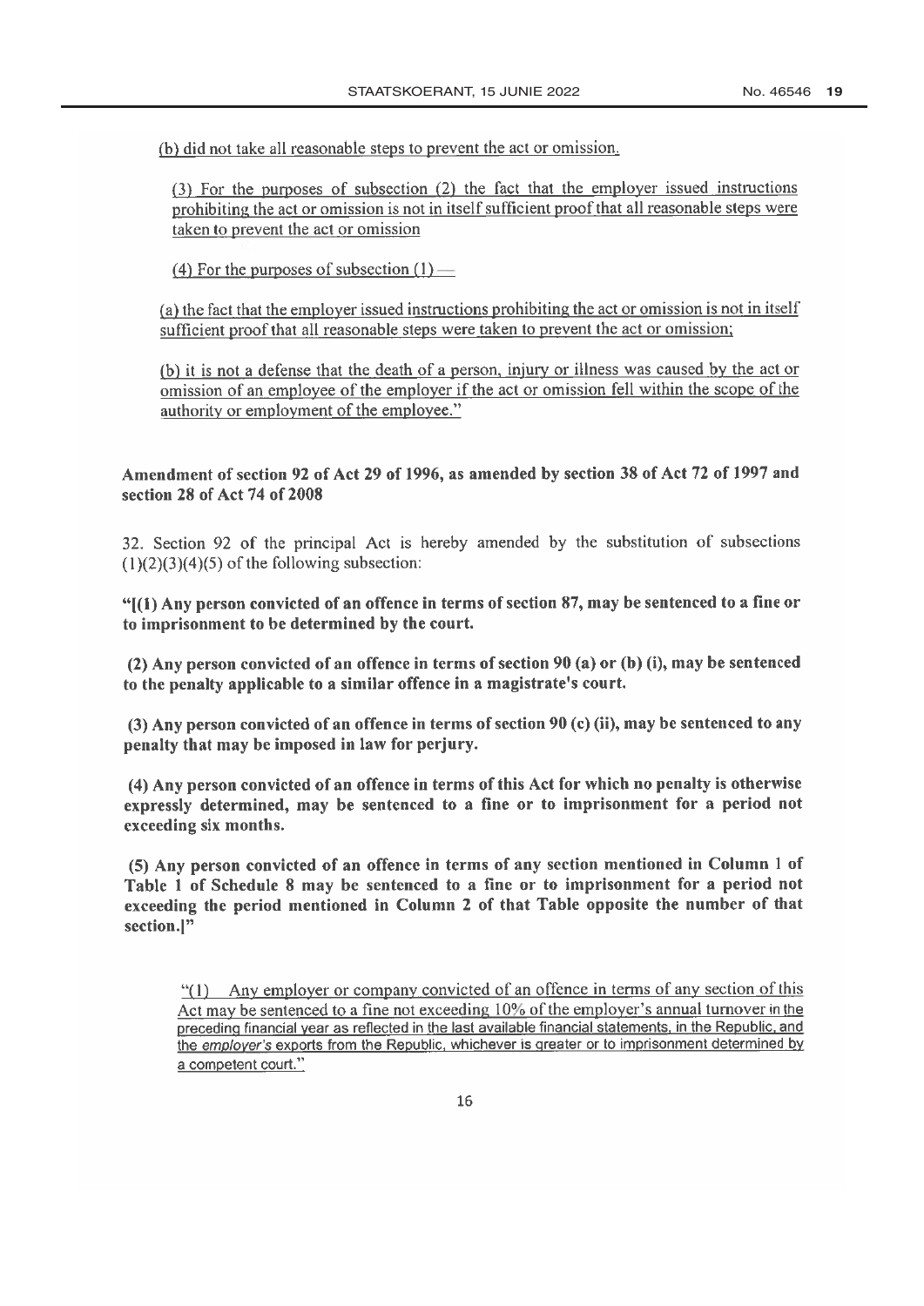(b) did not take all reasonable steps to prevent the act or omission.

(3) For the purposes of subsection (2) the fact that the employer issued instructions prohibiting the act or omission is not in itself sufficient proof that all reasonable steps were taken to prevent the act or omission

(4) For the purposes of subsection (1) —

(a) the fact that the employer issued instructions prohibiting the act or omission is not in itself sufficient proof that all reasonable steps were taken to prevent the act or omission;

(b) it is not a defense that the death of a person, injury or illness was caused by the act or omission of an employee of the employer if the act or omission fell within the scope of the authority or employment of the employee."

**Amendment of section 92 of Act 29 of 1996, as amended by section 38 of Act 72 of 1997 and section 28 of Act 74 of 2008**

32. Section 92 of the principal Act is hereby amended by the substitution of subsections (1)(2)(3)(4)(5) of the following subsection:

**"[(1) Any person convicted of an offence in terms of section 87, may be sentenced to a fine or to imprisonment to be determined by the court.**

**(2) Any person convicted of an offence in terms of section 90 (a) or (b) (i), may be sentenced to the penalty applicable to a similar offence in a magistrate's court.**

**(3) Any person convicted of an offence in terms of section 90 (c) (ii), may be sentenced to any penalty that may be imposed in law for perjury.**

**(4) Any person convicted of an offence in terms of this Act for which no penalty is otherwise expressly determined, may be sentenced to a fine or to imprisonment for a period not exceeding six months.**

**(5) Any person convicted of an offence in terms of any section mentioned in Column 1 of Table 1 of Schedule 8 may be sentenced to a fine or to imprisonment for a period not exceeding the period mentioned in Column 2 of that Table opposite the number of that section.]"**

"(1) Any employer or company convicted of an offence in terms of any section of this Act may be sentenced to a fine not exceeding 10% of the employer's annual turnover in the preceding financial year as reflected in the last available financial statements, in the Republic, and the *employer's* exports from the Republic, whichever is greater or to imprisonment determined by a competent court."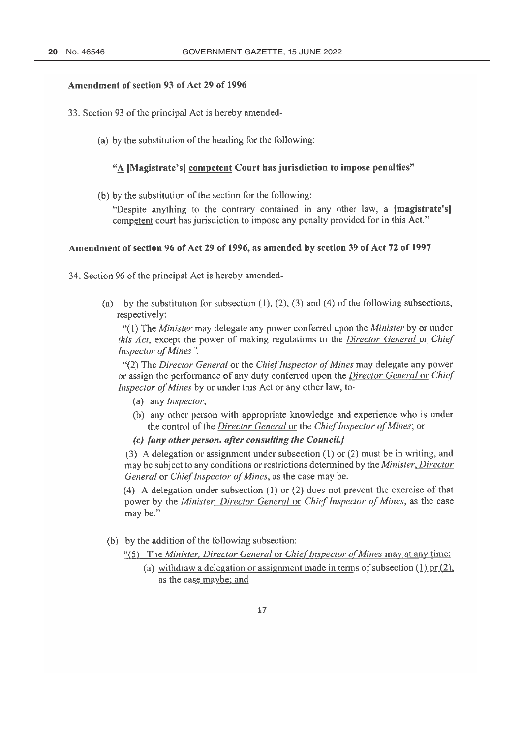**Amendment of section 93 of Act 29 of 1996**

33. Section 93 of the principal Act is hereby amended-

(a) by the substitution of the heading for the following:

**"A [Magistrate's] competent Court has jurisdiction to impose penalties"**

(b) by the substitution of the section for the following:

"Despite anything to the contrary contained in any other law, a **[magistrate's]** competent court has jurisdiction to impose any penalty provided for in this Act."

**Amendment of section 96 of Act 29 of 1996, as amended by section 39 of Act 72 of 1997**

34. Section 96 of the principal Act is hereby amended-

(a) by the substitution for subsection (1), (2), (3) and (4) of the following subsections, respectively:

"(1) The *Minister* may delegate any power conferred upon the *Minister* by or under *this Act*, except the power of making regulations to the *Director General* or *Chief Inspector of Mines*".

"(2) The *Director General* or the *Chief Inspector of Mines* may delegate any power or assign the performance of any duty conferred upon the *Director General* or *Chief Inspector of Mines* by or under this Act or any other law, to-

(a) any *Inspector*;

(b) any other person with appropriate knowledge and experience who is under the control of the *Director General* or the *Chief Inspector of Mines*; or

***(c) [any other person, after consulting the Council.]***

(3) A delegation or assignment under subsection (1) or (2) must be in writing, and may be subject to any conditions or restrictions determined by the *Minister, Director General* or *Chief Inspector of Mines*, as the case may be.

(4) A delegation under subsection (1) or (2) does not prevent the exercise of that power by the *Minister, Director General* or *Chief Inspector of Mines*, as the case may be."

(b) by the addition of the following subsection:

"(5) The *Minister, Director General* or *Chief Inspector of Mines* may at any time:

(a) withdraw a delegation or assignment made in terms of subsection (1) or (2), as the case maybe; and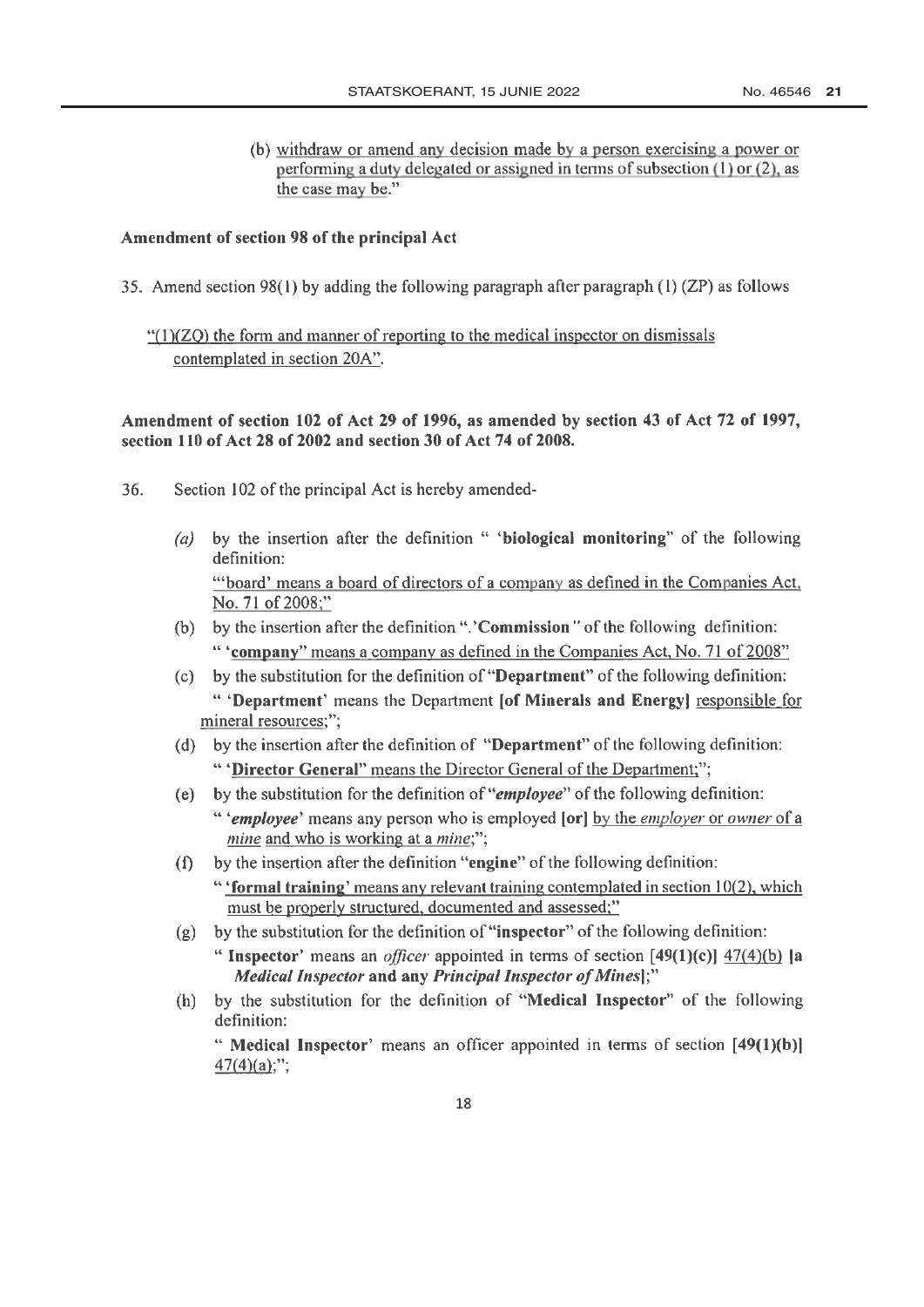(b) withdraw or amend any decision made by a person exercising a power or performing a duty delegated or assigned in terms of subsection (1) or (2), as the case may be."

**Amendment of section 98 of the principal Act**

35. Amend section 98(1) by adding the following paragraph after paragraph (1) (ZP) as follows

"(1)(ZQ) the form and manner of reporting to the medical inspector on dismissals contemplated in section 20A".

**Amendment of section 102 of Act 29 of 1996, as amended by section 43 of Act 72 of 1997, section 110 of Act 28 of 2002 and section 30 of Act 74 of 2008.**

36. Section 102 of the principal Act is hereby amended-

*(a)* by the insertion after the definition " '**biological monitoring**" of the following definition:
"'board' means a board of directors of a company as defined in the Companies Act, No. 71 of 2008;"

(b) by the insertion after the definition ".'**Commission**" of the following definition:
" '**company**" means a company as defined in the Companies Act, No. 71 of 2008"

(c) by the substitution for the definition of "**Department**" of the following definition:
" '**Department**' means the Department **[of Minerals and Energy]** responsible for mineral resources;";

(d) by the insertion after the definition of "**Department**" of the following definition:
" '**Director General**" means the Director General of the Department;";

(e) by the substitution for the definition of "***employee***" of the following definition:
" '***employee***' means any person who is employed **[or]** by the *employer* or *owner* of a *mine* and who is working at a *mine*;";

(f) by the insertion after the definition "**engine**" of the following definition:
" '**formal training**' means any relevant training contemplated in section 10(2), which must be properly structured, documented and assessed;"

(g) by the substitution for the definition of "**inspector**" of the following definition:
" **Inspector**' means an *officer* appointed in terms of section **[49(1)(c)]** 47(4)(b) **[a *Medical Inspector* and any *Principal Inspector of Mines*]**;"

(h) by the substitution for the definition of "**Medical Inspector**" of the following definition:
" **Medical Inspector**' means an officer appointed in terms of section **[49(1)(b)]** 47(4)(a);";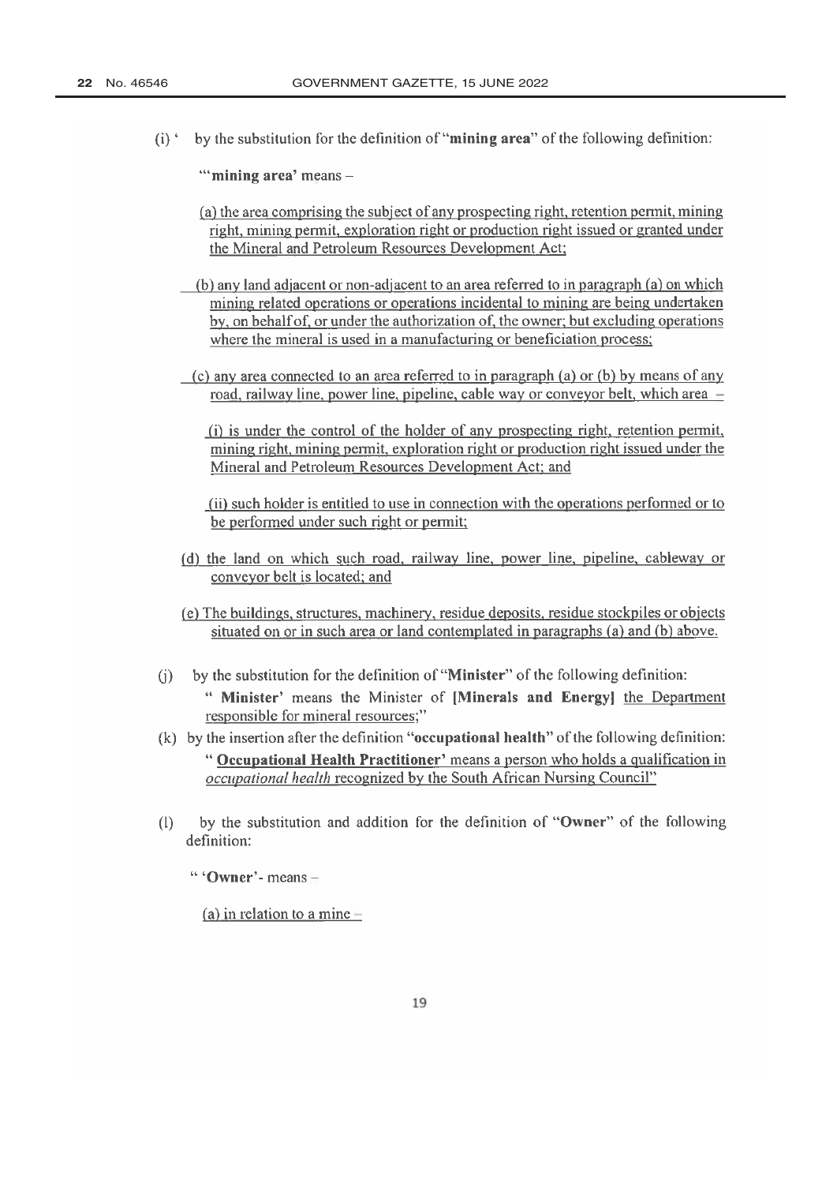(i) ' by the substitution for the definition of "**mining area**" of the following definition:

"'**mining area**' means –

<u>(a) the area comprising the subject of any prospecting right, retention permit, mining right, mining permit, exploration right or production right issued or granted under the Mineral and Petroleum Resources Development Act;</u>

<u>(b) any land adjacent or non-adjacent to an area referred to in paragraph (a) on which mining related operations or operations incidental to mining are being undertaken by, on behalf of, or under the authorization of, the owner; but excluding operations where the mineral is used in a manufacturing or beneficiation process;</u>

<u>(c) any area connected to an area referred to in paragraph (a) or (b) by means of any road, railway line, power line, pipeline, cable way or conveyor belt, which area –</u>

<u>(i) is under the control of the holder of any prospecting right, retention permit, mining right, mining permit, exploration right or production right issued under the Mineral and Petroleum Resources Development Act; and</u>

<u>(ii) such holder is entitled to use in connection with the operations performed or to be performed under such right or permit;</u>

<u>(d) the land on which such road, railway line, power line, pipeline, cableway or conveyor belt is located; and</u>

<u>(e) The buildings, structures, machinery, residue deposits, residue stockpiles or objects situated on or in such area or land contemplated in paragraphs (a) and (b) above.</u>

(j) by the substitution for the definition of "**Minister**" of the following definition:

" **Minister**' means the Minister of **[Minerals and Energy]** <u>the Department responsible for mineral resources;</u>"

(k) by the insertion after the definition "**occupational health**" of the following definition:

" <u>**Occupational Health Practitioner**' means a person who holds a qualification in *occupational health* recognized by the South African Nursing Council</u>"

(l) by the substitution and addition for the definition of "**Owner**" of the following definition:

" '**Owner**'- means –

<u>(a) in relation to a mine –</u>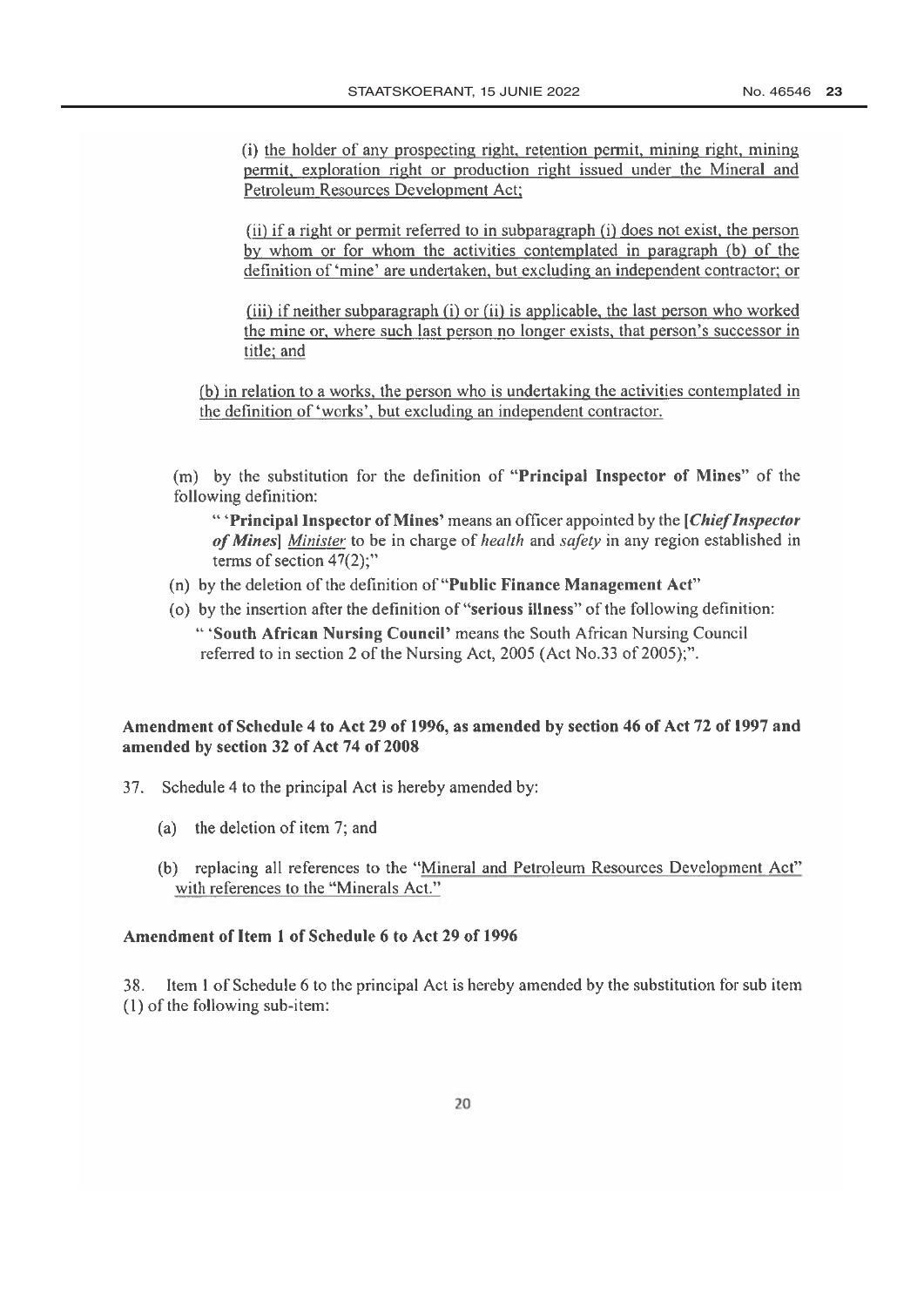(i) <u>the holder of any prospecting right, retention permit, mining right, mining permit, exploration right or production right issued under the Mineral and Petroleum Resources Development Act;</u>

(ii) <u>if a right or permit referred to in subparagraph (i) does not exist, the person by whom or for whom the activities contemplated in paragraph (b) of the definition of 'mine' are undertaken, but excluding an independent contractor; or</u>

(iii) <u>if neither subparagraph (i) or (ii) is applicable, the last person who worked the mine or, where such last person no longer exists, that person's successor in title; and</u>

(b) <u>in relation to a works, the person who is undertaking the activities contemplated in the definition of 'works', but excluding an independent contractor.</u>

(m) by the substitution for the definition of "**Principal Inspector of Mines**" of the following definition:

" '**Principal Inspector of Mines**' means an officer appointed by the **[*Chief Inspector of Mines*]** <u>*Minister*</u> to be in charge of *health* and *safety* in any region established in terms of section 47(2);"

(n) by the deletion of the definition of "**Public Finance Management Act**"

(o) by the insertion after the definition of "**serious illness**" of the following definition:

" '**South African Nursing Council**' means the South African Nursing Council referred to in section 2 of the Nursing Act, 2005 (Act No.33 of 2005);".

**Amendment of Schedule 4 to Act 29 of 1996, as amended by section 46 of Act 72 of 1997 and amended by section 32 of Act 74 of 2008**

37. Schedule 4 to the principal Act is hereby amended by:

(a) the deletion of item 7; and

(b) replacing all references to the "<u>Mineral and Petroleum Resources Development Act</u>" <u>with references to the "Minerals Act."</u>

**Amendment of Item 1 of Schedule 6 to Act 29 of 1996**

38. Item 1 of Schedule 6 to the principal Act is hereby amended by the substitution for sub item (1) of the following sub-item: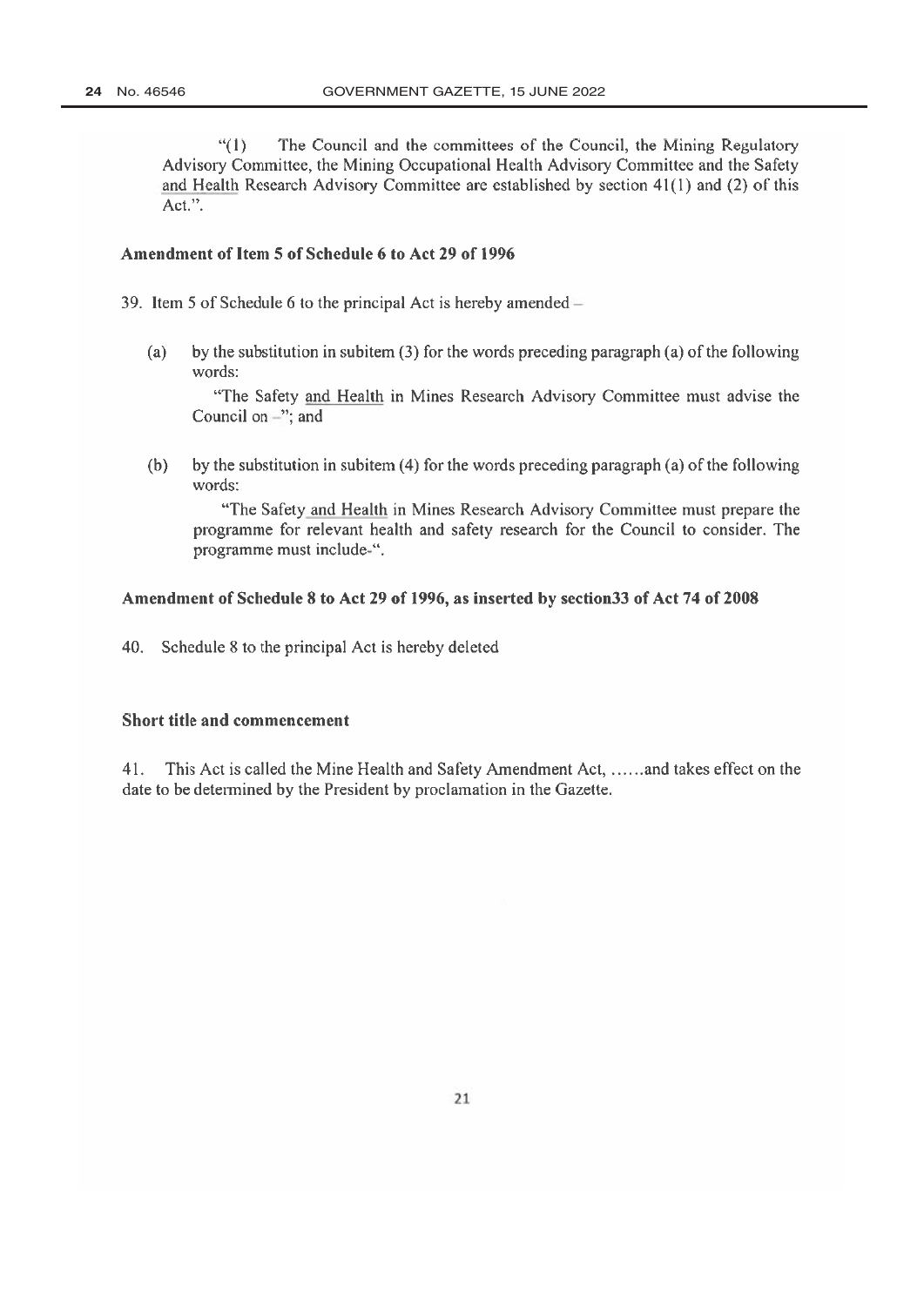"(1) The Council and the committees of the Council, the Mining Regulatory Advisory Committee, the Mining Occupational Health Advisory Committee and the Safety and Health Research Advisory Committee are established by section 41(1) and (2) of this Act.".

**Amendment of Item 5 of Schedule 6 to Act 29 of 1996**

39. Item 5 of Schedule 6 to the principal Act is hereby amended –

(a) by the substitution in subitem (3) for the words preceding paragraph (a) of the following words:

"The Safety and Health in Mines Research Advisory Committee must advise the Council on –"; and

(b) by the substitution in subitem (4) for the words preceding paragraph (a) of the following words:

"The Safety and Health in Mines Research Advisory Committee must prepare the programme for relevant health and safety research for the Council to consider. The programme must include-".

**Amendment of Schedule 8 to Act 29 of 1996, as inserted by section33 of Act 74 of 2008**

40. Schedule 8 to the principal Act is hereby deleted

**Short title and commencement**

41. This Act is called the Mine Health and Safety Amendment Act, ……and takes effect on the date to be determined by the President by proclamation in the Gazette.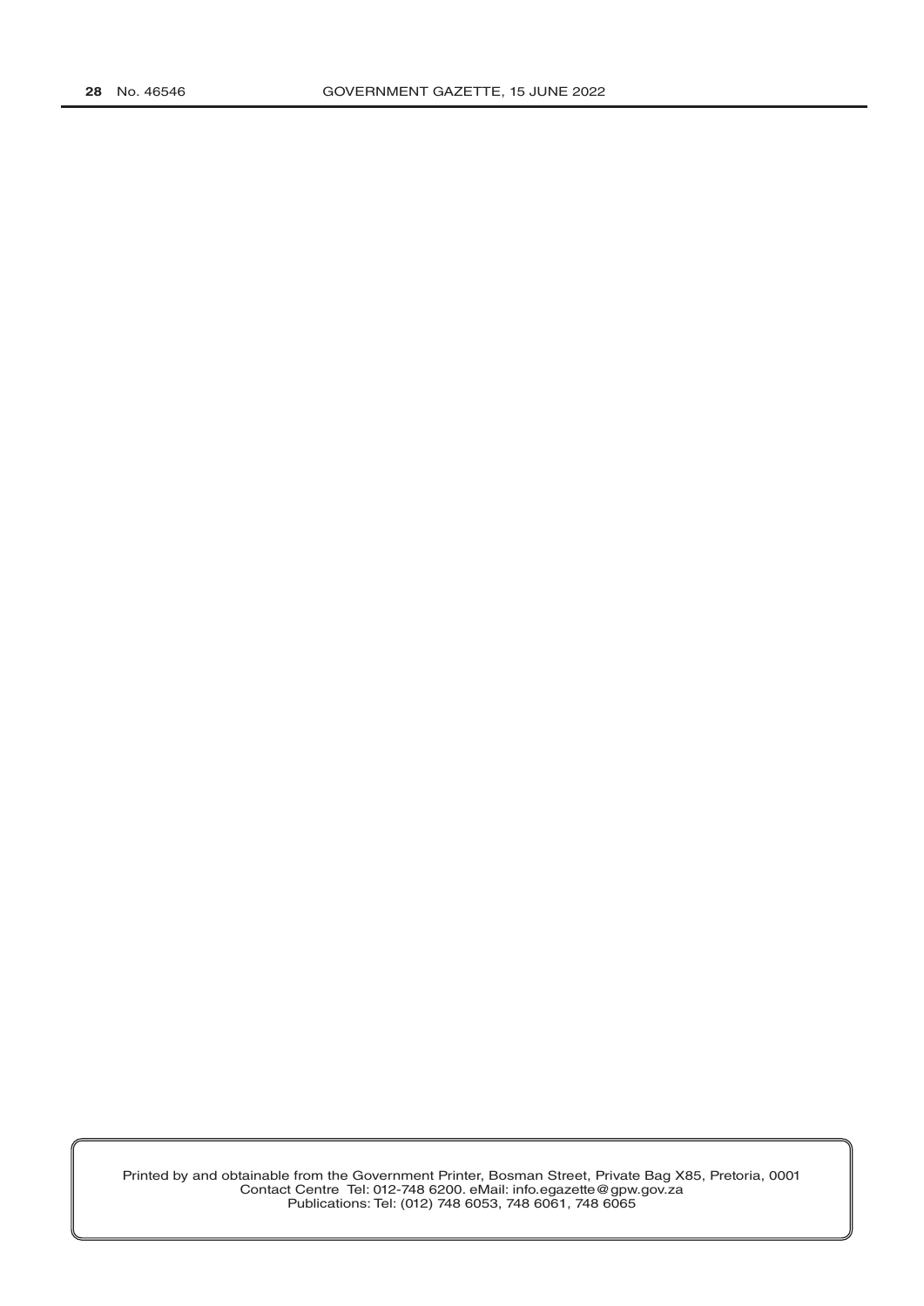Printed by and obtainable from the Government Printer, Bosman Street, Private Bag X85, Pretoria, 0001
Contact Centre Tel: 012-748 6200. eMail: info.egazette@gpw.gov.za
Publications: Tel: (012) 748 6053, 748 6061, 748 6065